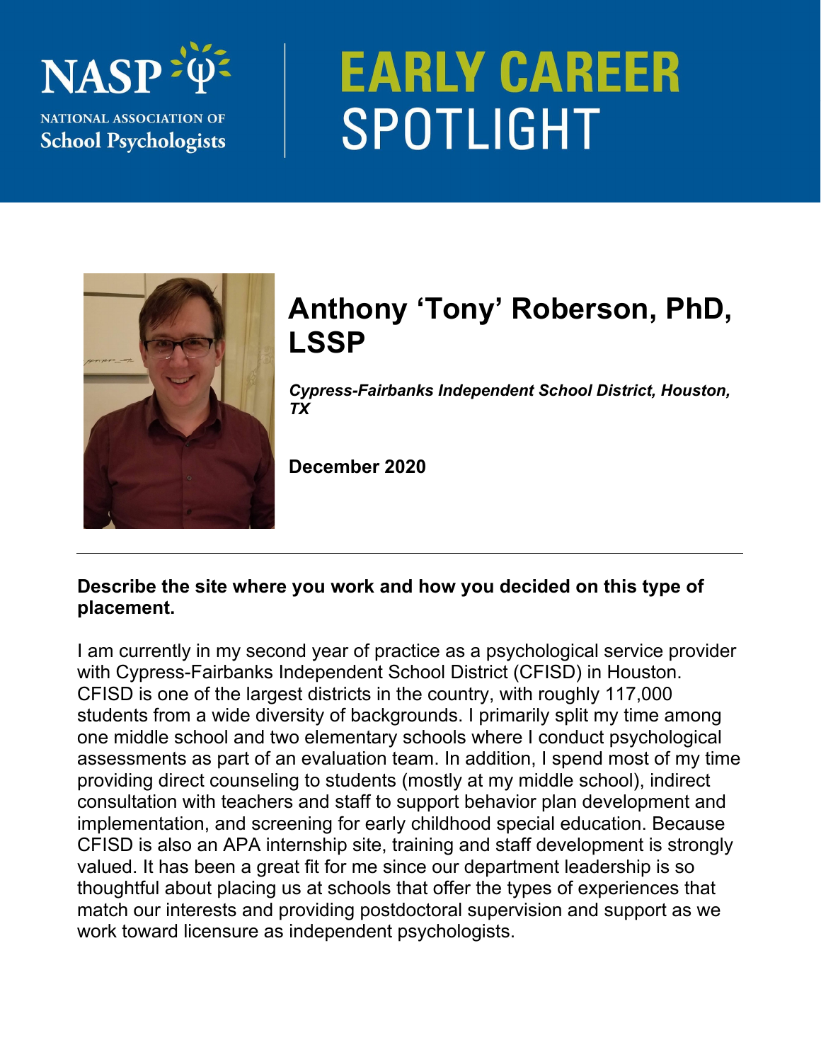NASP NATIONAL ASSOCIATION OF School Psychologists

# EARLY CAREER SPOTLIGHT

## Anthony 'Tony' Roberson, PhD, LSSP

***Cypress-Fairbanks Independent School District, Houston, TX***

**December 2020**

---

**Describe the site where you work and how you decided on this type of placement.**

I am currently in my second year of practice as a psychological service provider with Cypress-Fairbanks Independent School District (CFISD) in Houston. CFISD is one of the largest districts in the country, with roughly 117,000 students from a wide diversity of backgrounds. I primarily split my time among one middle school and two elementary schools where I conduct psychological assessments as part of an evaluation team. In addition, I spend most of my time providing direct counseling to students (mostly at my middle school), indirect consultation with teachers and staff to support behavior plan development and implementation, and screening for early childhood special education. Because CFISD is also an APA internship site, training and staff development is strongly valued. It has been a great fit for me since our department leadership is so thoughtful about placing us at schools that offer the types of experiences that match our interests and providing postdoctoral supervision and support as we work toward licensure as independent psychologists.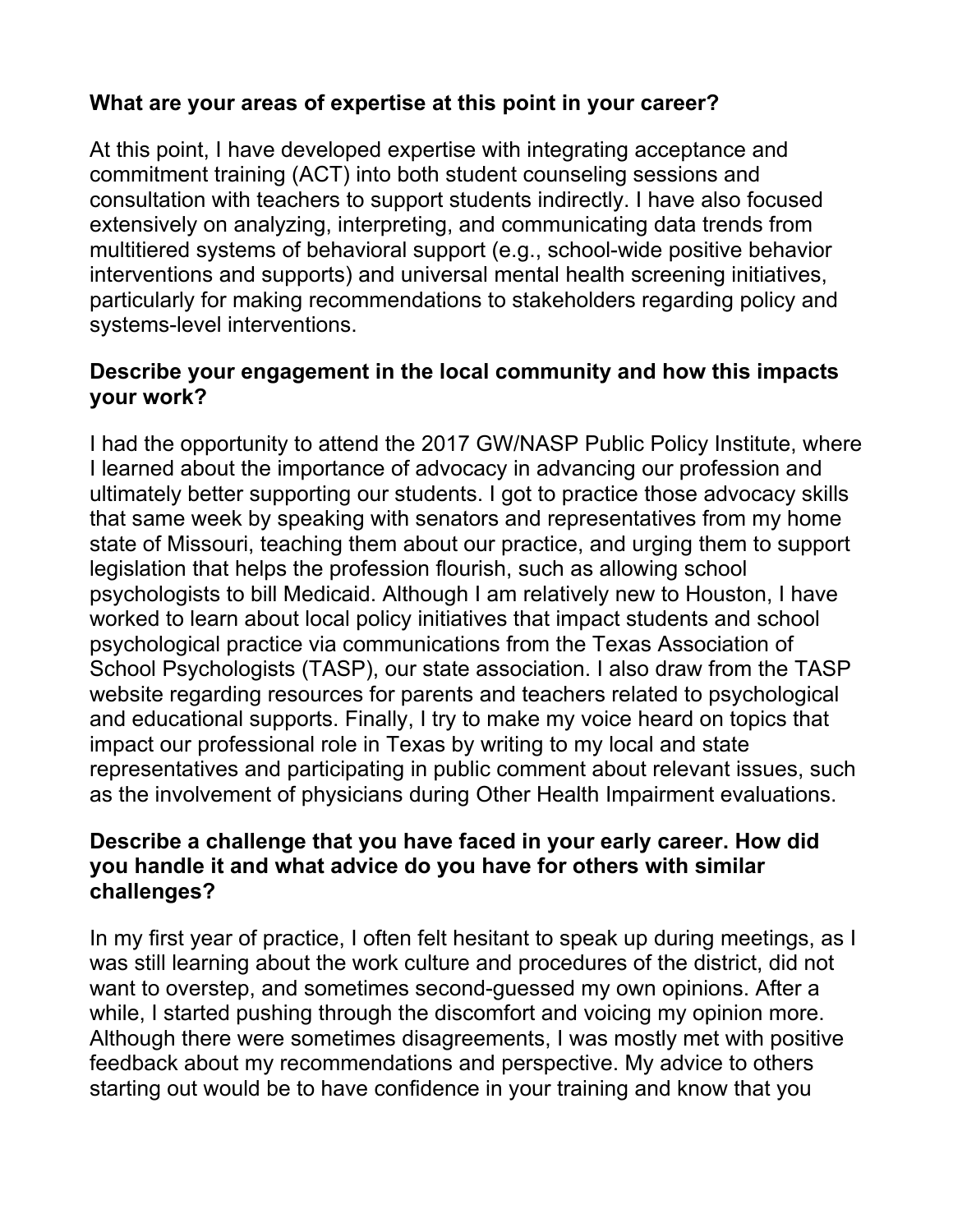**What are your areas of expertise at this point in your career?**

At this point, I have developed expertise with integrating acceptance and commitment training (ACT) into both student counseling sessions and consultation with teachers to support students indirectly. I have also focused extensively on analyzing, interpreting, and communicating data trends from multitiered systems of behavioral support (e.g., school-wide positive behavior interventions and supports) and universal mental health screening initiatives, particularly for making recommendations to stakeholders regarding policy and systems-level interventions.

**Describe your engagement in the local community and how this impacts your work?**

I had the opportunity to attend the 2017 GW/NASP Public Policy Institute, where I learned about the importance of advocacy in advancing our profession and ultimately better supporting our students. I got to practice those advocacy skills that same week by speaking with senators and representatives from my home state of Missouri, teaching them about our practice, and urging them to support legislation that helps the profession flourish, such as allowing school psychologists to bill Medicaid. Although I am relatively new to Houston, I have worked to learn about local policy initiatives that impact students and school psychological practice via communications from the Texas Association of School Psychologists (TASP), our state association. I also draw from the TASP website regarding resources for parents and teachers related to psychological and educational supports. Finally, I try to make my voice heard on topics that impact our professional role in Texas by writing to my local and state representatives and participating in public comment about relevant issues, such as the involvement of physicians during Other Health Impairment evaluations.

**Describe a challenge that you have faced in your early career. How did you handle it and what advice do you have for others with similar challenges?**

In my first year of practice, I often felt hesitant to speak up during meetings, as I was still learning about the work culture and procedures of the district, did not want to overstep, and sometimes second-guessed my own opinions. After a while, I started pushing through the discomfort and voicing my opinion more. Although there were sometimes disagreements, I was mostly met with positive feedback about my recommendations and perspective. My advice to others starting out would be to have confidence in your training and know that you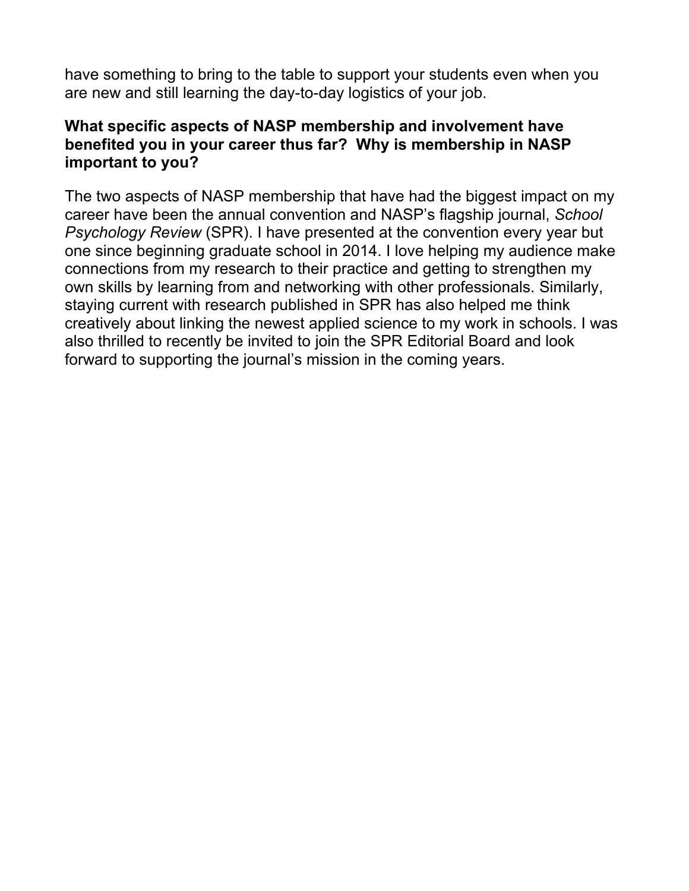have something to bring to the table to support your students even when you are new and still learning the day-to-day logistics of your job.

**What specific aspects of NASP membership and involvement have benefited you in your career thus far? Why is membership in NASP important to you?**

The two aspects of NASP membership that have had the biggest impact on my career have been the annual convention and NASP's flagship journal, *School Psychology Review* (SPR). I have presented at the convention every year but one since beginning graduate school in 2014. I love helping my audience make connections from my research to their practice and getting to strengthen my own skills by learning from and networking with other professionals. Similarly, staying current with research published in SPR has also helped me think creatively about linking the newest applied science to my work in schools. I was also thrilled to recently be invited to join the SPR Editorial Board and look forward to supporting the journal's mission in the coming years.